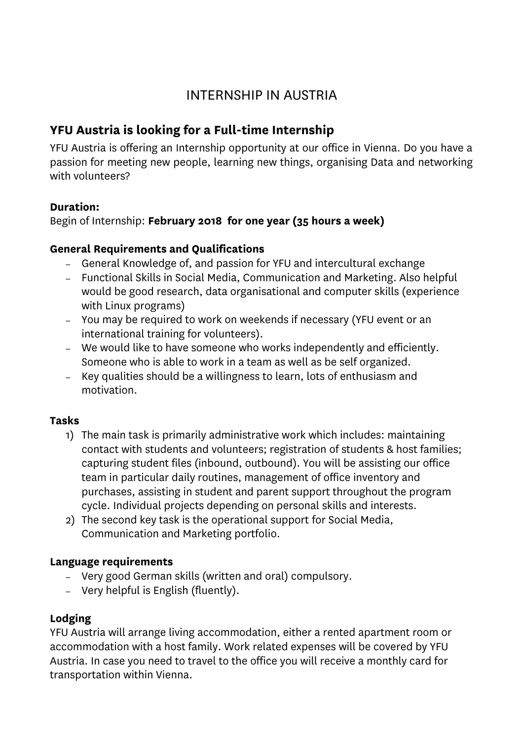# INTERNSHIP IN AUSTRIA

## YFU Austria is looking for a Full-time Internship

YFU Austria is offering an Internship opportunity at our office in Vienna. Do you have a passion for meeting new people, learning new things, organising Data and networking with volunteers?

**Duration:**
Begin of Internship: **February 2018 for one year (35 hours a week)**

**General Requirements and Qualifications**

- General Knowledge of, and passion for YFU and intercultural exchange
- Functional Skills in Social Media, Communication and Marketing. Also helpful would be good research, data organisational and computer skills (experience with Linux programs)
- You may be required to work on weekends if necessary (YFU event or an international training for volunteers).
- We would like to have someone who works independently and efficiently. Someone who is able to work in a team as well as be self organized.
- Key qualities should be a willingness to learn, lots of enthusiasm and motivation.

**Tasks**

1) The main task is primarily administrative work which includes: maintaining contact with students and volunteers; registration of students & host families; capturing student files (inbound, outbound). You will be assisting our office team in particular daily routines, management of office inventory and purchases, assisting in student and parent support throughout the program cycle. Individual projects depending on personal skills and interests.
2) The second key task is the operational support for Social Media, Communication and Marketing portfolio.

**Language requirements**

- Very good German skills (written and oral) compulsory.
- Very helpful is English (fluently).

**Lodging**

YFU Austria will arrange living accommodation, either a rented apartment room or accommodation with a host family. Work related expenses will be covered by YFU Austria. In case you need to travel to the office you will receive a monthly card for transportation within Vienna.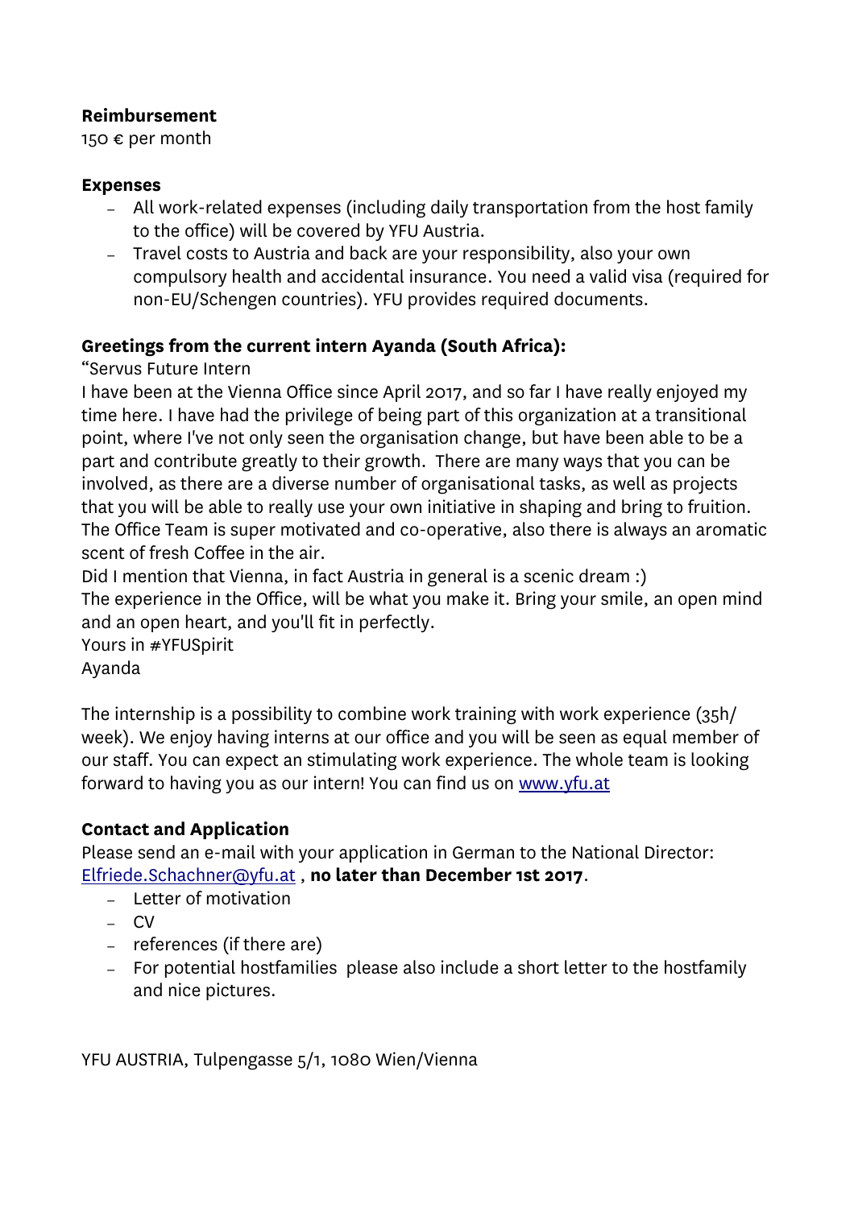**Reimbursement**
150 € per month

**Expenses**

- All work-related expenses (including daily transportation from the host family to the office) will be covered by YFU Austria.
- Travel costs to Austria and back are your responsibility, also your own compulsory health and accidental insurance. You need a valid visa (required for non-EU/Schengen countries). YFU provides required documents.

**Greetings from the current intern Ayanda (South Africa):**

"Servus Future Intern
I have been at the Vienna Office since April 2017, and so far I have really enjoyed my time here. I have had the privilege of being part of this organization at a transitional point, where I've not only seen the organisation change, but have been able to be a part and contribute greatly to their growth. There are many ways that you can be involved, as there are a diverse number of organisational tasks, as well as projects that you will be able to really use your own initiative in shaping and bring to fruition. The Office Team is super motivated and co-operative, also there is always an aromatic scent of fresh Coffee in the air.
Did I mention that Vienna, in fact Austria in general is a scenic dream :)
The experience in the Office, will be what you make it. Bring your smile, an open mind and an open heart, and you'll fit in perfectly.
Yours in #YFUSpirit
Ayanda

The internship is a possibility to combine work training with work experience (35h/week). We enjoy having interns at our office and you will be seen as equal member of our staff. You can expect an stimulating work experience. The whole team is looking forward to having you as our intern! You can find us on www.yfu.at

**Contact and Application**

Please send an e-mail with your application in German to the National Director: Elfriede.Schachner@yfu.at , **no later than December 1st 2017**.

- Letter of motivation
- CV
- references (if there are)
- For potential hostfamilies please also include a short letter to the hostfamily and nice pictures.

YFU AUSTRIA, Tulpengasse 5/1, 1080 Wien/Vienna